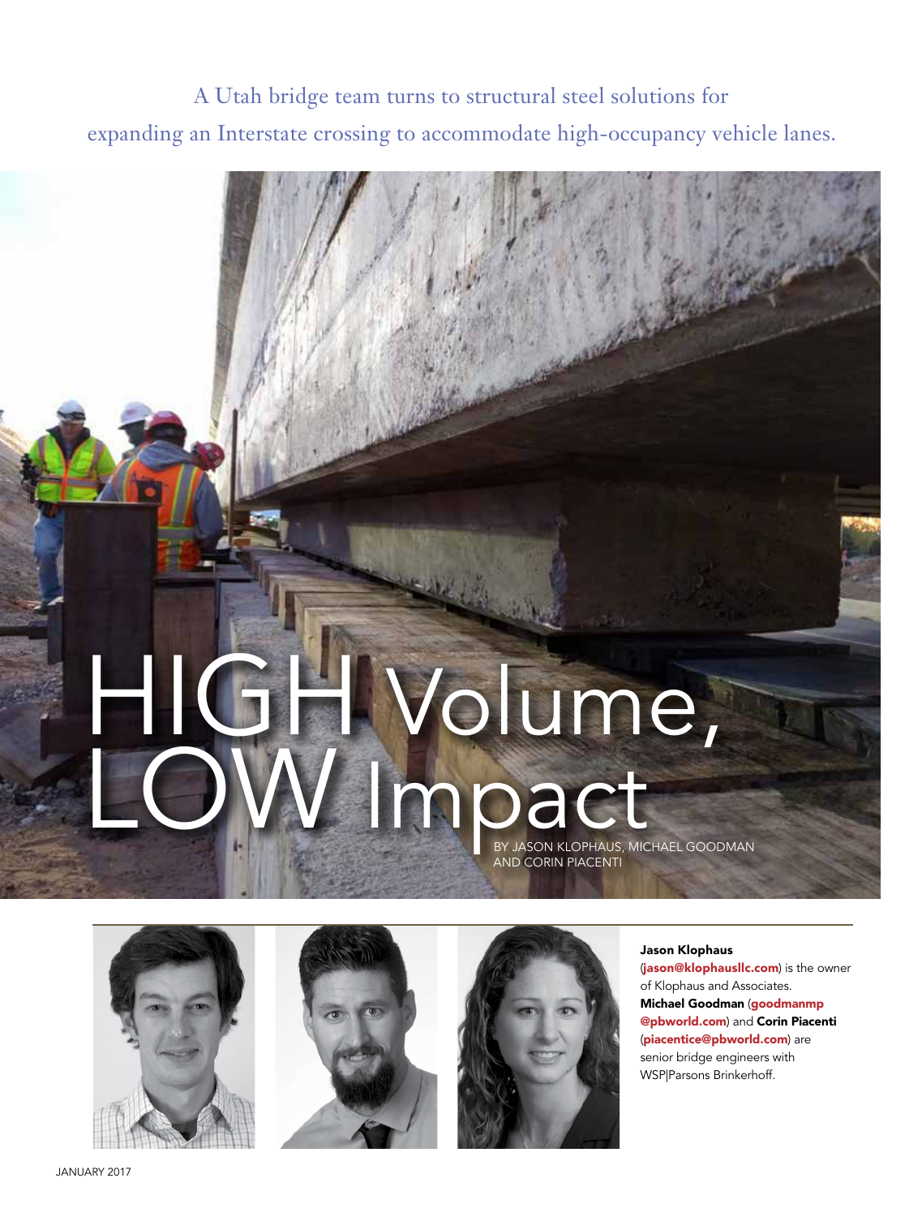A Utah bridge team turns to structural steel solutions for expanding an Interstate crossing to accommodate high-occupancy vehicle lanes.

# HIGH Volume, LOW Impact

BY JASON KLOPHAUS, MICHAEL GOODMAN AND CORIN PIACENTI

**Jason Klophaus** (jason@klophausllc.com) is the owner of Klophaus and Associates. **Michael Goodman** (goodmanmp@pbworld.com) and **Corin Piacenti** (piacentice@pbworld.com) are senior bridge engineers with WSP|Parsons Brinkerhoff.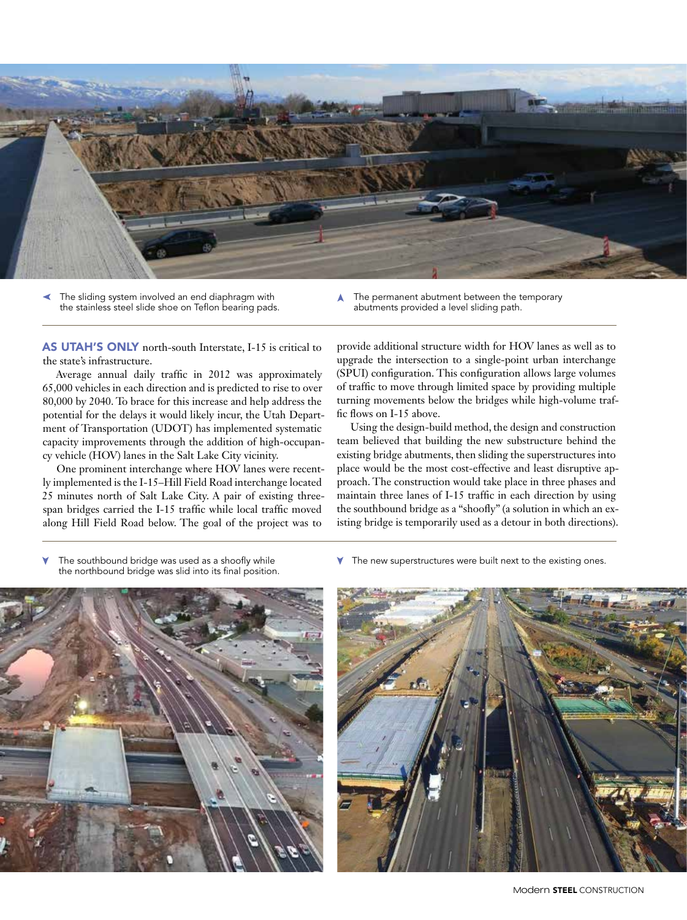The sliding system involved an end diaphragm with the stainless steel slide shoe on Teflon bearing pads.

The permanent abutment between the temporary abutments provided a level sliding path.

**AS UTAH'S ONLY** north-south Interstate, I-15 is critical to the state's infrastructure.

Average annual daily traffic in 2012 was approximately 65,000 vehicles in each direction and is predicted to rise to over 80,000 by 2040. To brace for this increase and help address the potential for the delays it would likely incur, the Utah Department of Transportation (UDOT) has implemented systematic capacity improvements through the addition of high-occupancy vehicle (HOV) lanes in the Salt Lake City vicinity.

One prominent interchange where HOV lanes were recently implemented is the I-15–Hill Field Road interchange located 25 minutes north of Salt Lake City. A pair of existing three-span bridges carried the I-15 traffic while local traffic moved along Hill Field Road below. The goal of the project was to provide additional structure width for HOV lanes as well as to upgrade the intersection to a single-point urban interchange (SPUI) configuration. This configuration allows large volumes of traffic to move through limited space by providing multiple turning movements below the bridges while high-volume traffic flows on I-15 above.

Using the design-build method, the design and construction team believed that building the new substructure behind the existing bridge abutments, then sliding the superstructures into place would be the most cost-effective and least disruptive approach. The construction would take place in three phases and maintain three lanes of I-15 traffic in each direction by using the southbound bridge as a "shoofly" (a solution in which an existing bridge is temporarily used as a detour in both directions).

The southbound bridge was used as a shoofly while the northbound bridge was slid into its final position.

The new superstructures were built next to the existing ones.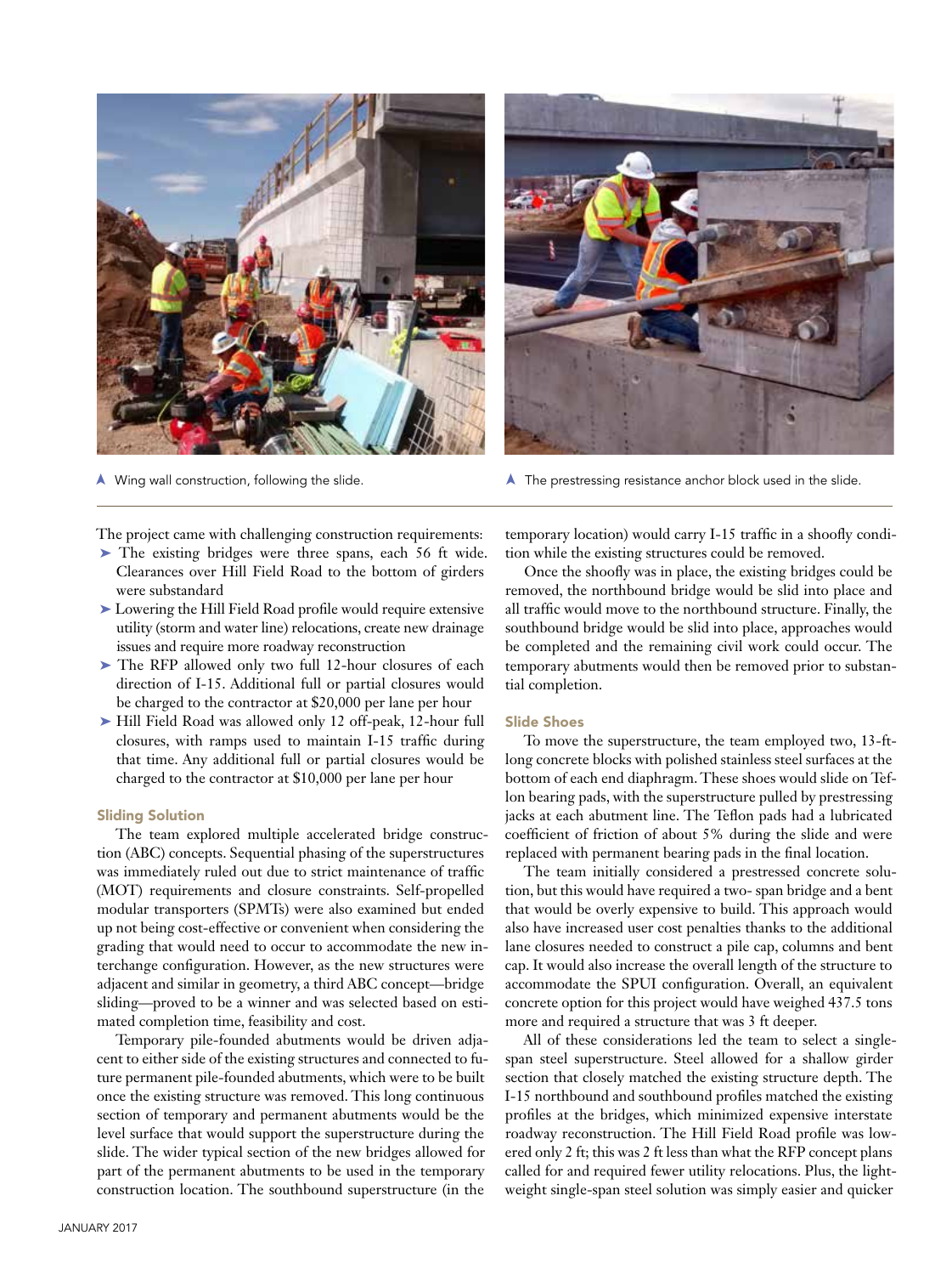▲ Wing wall construction, following the slide.

▲ The prestressing resistance anchor block used in the slide.

The project came with challenging construction requirements:

- The existing bridges were three spans, each 56 ft wide. Clearances over Hill Field Road to the bottom of girders were substandard
- Lowering the Hill Field Road profile would require extensive utility (storm and water line) relocations, create new drainage issues and require more roadway reconstruction
- The RFP allowed only two full 12-hour closures of each direction of I-15. Additional full or partial closures would be charged to the contractor at $20,000 per lane per hour
- Hill Field Road was allowed only 12 off-peak, 12-hour full closures, with ramps used to maintain I-15 traffic during that time. Any additional full or partial closures would be charged to the contractor at $10,000 per lane per hour

### Sliding Solution

The team explored multiple accelerated bridge construction (ABC) concepts. Sequential phasing of the superstructures was immediately ruled out due to strict maintenance of traffic (MOT) requirements and closure constraints. Self-propelled modular transporters (SPMTs) were also examined but ended up not being cost-effective or convenient when considering the grading that would need to occur to accommodate the new interchange configuration. However, as the new structures were adjacent and similar in geometry, a third ABC concept—bridge sliding—proved to be a winner and was selected based on estimated completion time, feasibility and cost.

Temporary pile-founded abutments would be driven adjacent to either side of the existing structures and connected to future permanent pile-founded abutments, which were to be built once the existing structure was removed. This long continuous section of temporary and permanent abutments would be the level surface that would support the superstructure during the slide. The wider typical section of the new bridges allowed for part of the permanent abutments to be used in the temporary construction location. The southbound superstructure (in the temporary location) would carry I-15 traffic in a shoofly condition while the existing structures could be removed.

Once the shoofly was in place, the existing bridges could be removed, the northbound bridge would be slid into place and all traffic would move to the northbound structure. Finally, the southbound bridge would be slid into place, approaches would be completed and the remaining civil work could occur. The temporary abutments would then be removed prior to substantial completion.

### Slide Shoes

To move the superstructure, the team employed two, 13-ft-long concrete blocks with polished stainless steel surfaces at the bottom of each end diaphragm. These shoes would slide on Teflon bearing pads, with the superstructure pulled by prestressing jacks at each abutment line. The Teflon pads had a lubricated coefficient of friction of about 5% during the slide and were replaced with permanent bearing pads in the final location.

The team initially considered a prestressed concrete solution, but this would have required a two- span bridge and a bent that would be overly expensive to build. This approach would also have increased user cost penalties thanks to the additional lane closures needed to construct a pile cap, columns and bent cap. It would also increase the overall length of the structure to accommodate the SPUI configuration. Overall, an equivalent concrete option for this project would have weighed 437.5 tons more and required a structure that was 3 ft deeper.

All of these considerations led the team to select a single-span steel superstructure. Steel allowed for a shallow girder section that closely matched the existing structure depth. The I-15 northbound and southbound profiles matched the existing profiles at the bridges, which minimized expensive interstate roadway reconstruction. The Hill Field Road profile was lowered only 2 ft; this was 2 ft less than what the RFP concept plans called for and required fewer utility relocations. Plus, the lightweight single-span steel solution was simply easier and quicker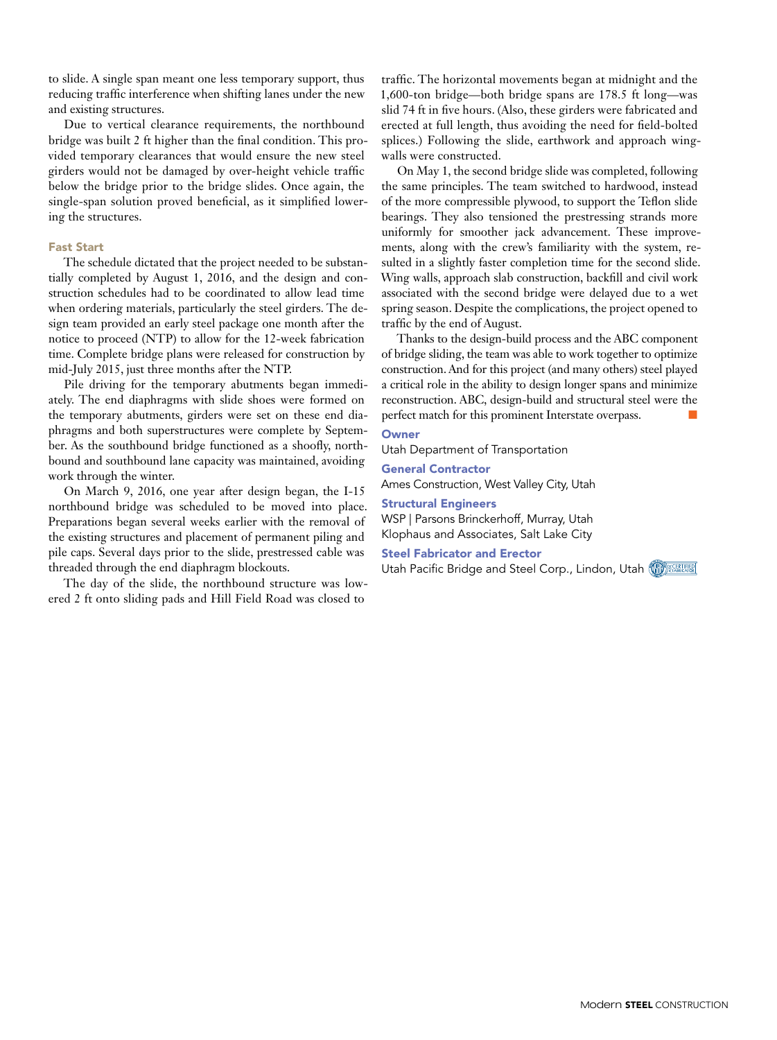to slide. A single span meant one less temporary support, thus reducing traffic interference when shifting lanes under the new and existing structures.

Due to vertical clearance requirements, the northbound bridge was built 2 ft higher than the final condition. This provided temporary clearances that would ensure the new steel girders would not be damaged by over-height vehicle traffic below the bridge prior to the bridge slides. Once again, the single-span solution proved beneficial, as it simplified lowering the structures.

### Fast Start

The schedule dictated that the project needed to be substantially completed by August 1, 2016, and the design and construction schedules had to be coordinated to allow lead time when ordering materials, particularly the steel girders. The design team provided an early steel package one month after the notice to proceed (NTP) to allow for the 12-week fabrication time. Complete bridge plans were released for construction by mid-July 2015, just three months after the NTP.

Pile driving for the temporary abutments began immediately. The end diaphragms with slide shoes were formed on the temporary abutments, girders were set on these end diaphragms and both superstructures were complete by September. As the southbound bridge functioned as a shoofly, northbound and southbound lane capacity was maintained, avoiding work through the winter.

On March 9, 2016, one year after design began, the I-15 northbound bridge was scheduled to be moved into place. Preparations began several weeks earlier with the removal of the existing structures and placement of permanent piling and pile caps. Several days prior to the slide, prestressed cable was threaded through the end diaphragm blockouts.

The day of the slide, the northbound structure was lowered 2 ft onto sliding pads and Hill Field Road was closed to traffic. The horizontal movements began at midnight and the 1,600-ton bridge—both bridge spans are 178.5 ft long—was slid 74 ft in five hours. (Also, these girders were fabricated and erected at full length, thus avoiding the need for field-bolted splices.) Following the slide, earthwork and approach wingwalls were constructed.

On May 1, the second bridge slide was completed, following the same principles. The team switched to hardwood, instead of the more compressible plywood, to support the Teflon slide bearings. They also tensioned the prestressing strands more uniformly for smoother jack advancement. These improvements, along with the crew's familiarity with the system, resulted in a slightly faster completion time for the second slide. Wing walls, approach slab construction, backfill and civil work associated with the second bridge were delayed due to a wet spring season. Despite the complications, the project opened to traffic by the end of August.

Thanks to the design-build process and the ABC component of bridge sliding, the team was able to work together to optimize construction. And for this project (and many others) steel played a critical role in the ability to design longer spans and minimize reconstruction. ABC, design-build and structural steel were the perfect match for this prominent Interstate overpass. ■

**Owner**
Utah Department of Transportation

**General Contractor**
Ames Construction, West Valley City, Utah

**Structural Engineers**
WSP | Parsons Brinckerhoff, Murray, Utah
Klophaus and Associates, Salt Lake City

**Steel Fabricator and Erector**
Utah Pacific Bridge and Steel Corp., Lindon, Utah